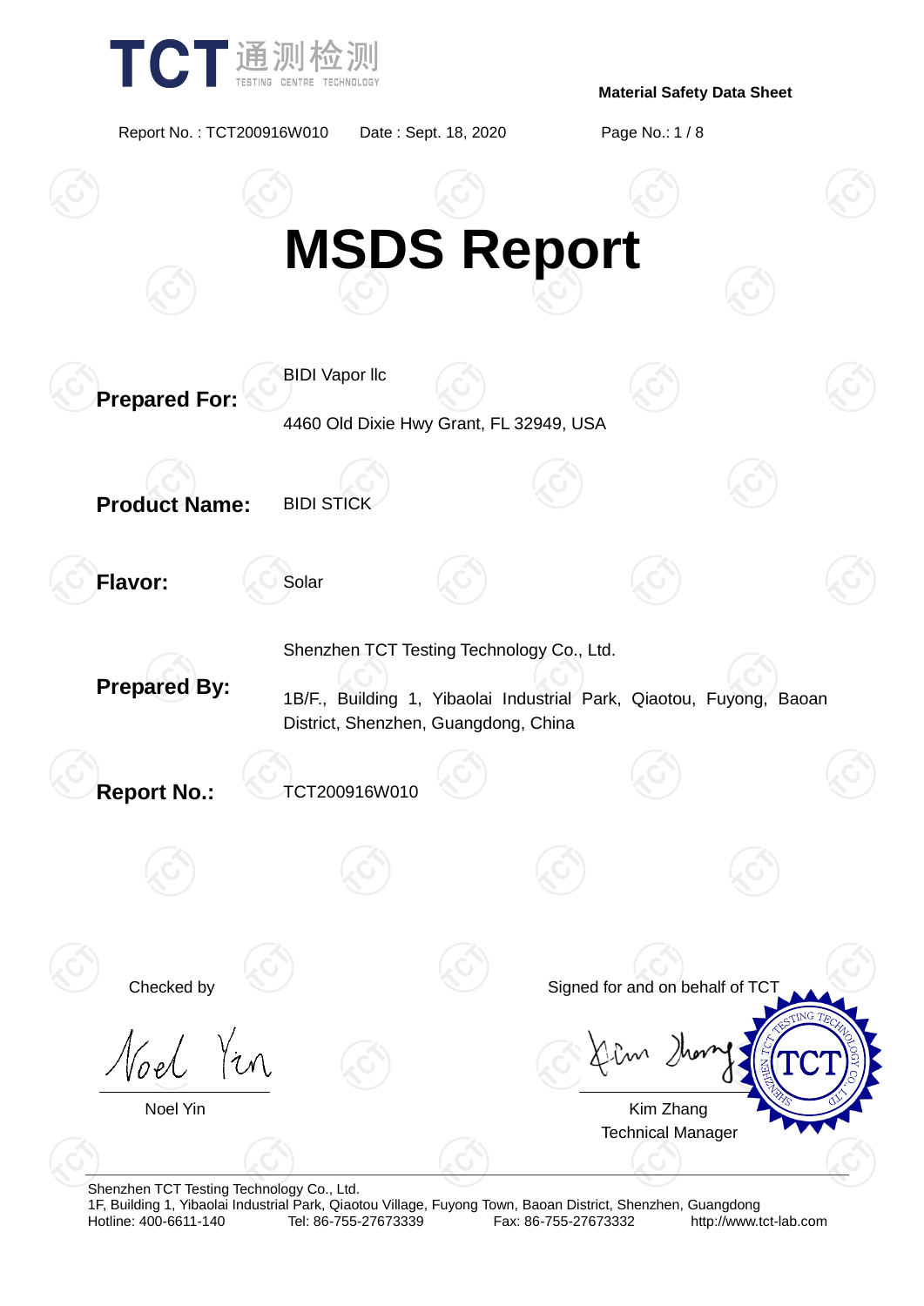# MSDS Report

**Prepared For:** BIDI Vapor llc

4460 Old Dixie Hwy Grant, FL 32949, USA

**Product Name:** BIDI STICK

**Flavor:** Solar

**Prepared By:** Shenzhen TCT Testing Technology Co., Ltd.

1B/F., Building 1, Yibaolai Industrial Park, Qiaotou, Fuyong, Baoan District, Shenzhen, Guangdong, China

**Report No.:** TCT200916W010

Checked by

Noel Yin

Signed for and on behalf of TCT

Kim Zhang
Technical Manager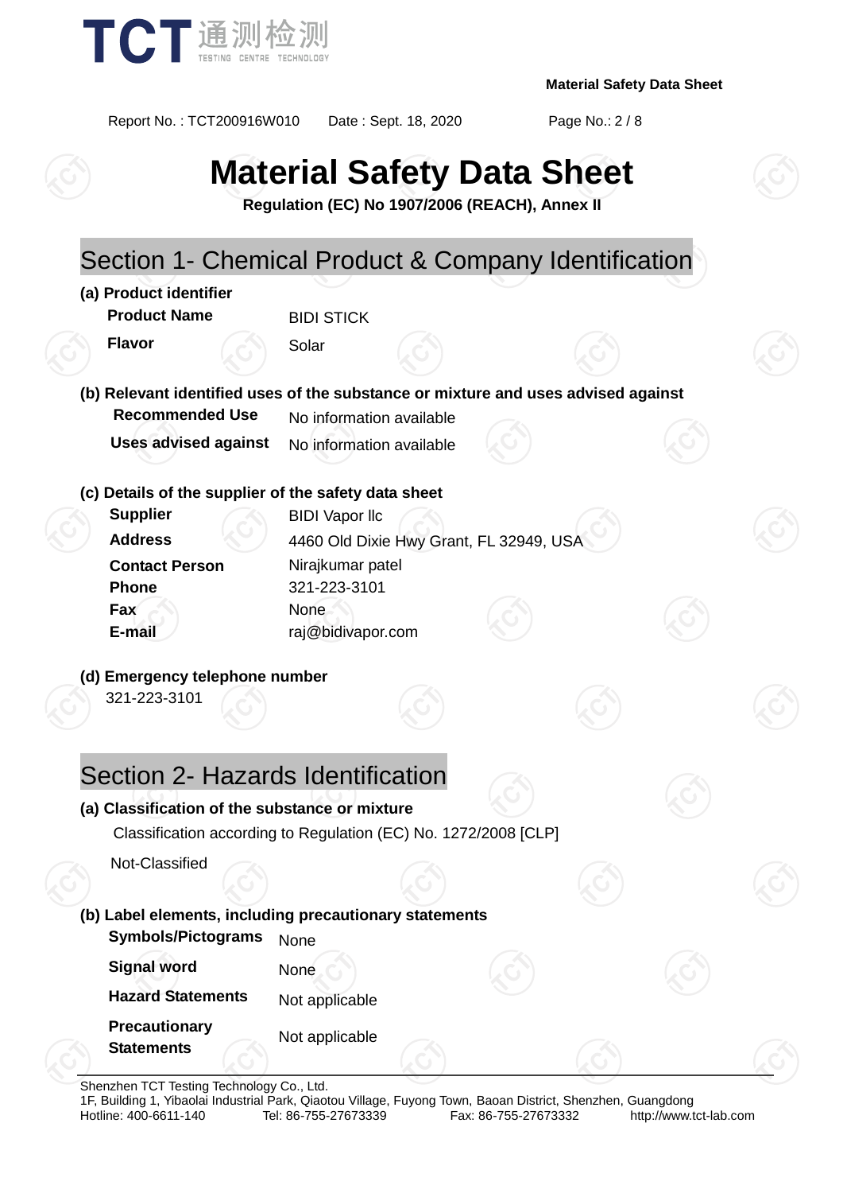# Material Safety Data Sheet

**Regulation (EC) No 1907/2006 (REACH), Annex II**

## Section 1- Chemical Product & Company Identification

**(a) Product identifier**

| | |
|---|---|
| **Product Name** | BIDI STICK |
| **Flavor** | Solar |

**(b) Relevant identified uses of the substance or mixture and uses advised against**

| | |
|---|---|
| **Recommended Use** | No information available |
| **Uses advised against** | No information available |

**(c) Details of the supplier of the safety data sheet**

| | |
|---|---|
| **Supplier** | BIDI Vapor llc |
| **Address** | 4460 Old Dixie Hwy Grant, FL 32949, USA |
| **Contact Person** | Nirajkumar patel |
| **Phone** | 321-223-3101 |
| **Fax** | None |
| **E-mail** | raj@bidivapor.com |

**(d) Emergency telephone number**

321-223-3101

## Section 2- Hazards Identification

**(a) Classification of the substance or mixture**

Classification according to Regulation (EC) No. 1272/2008 [CLP]

Not-Classified

**(b) Label elements, including precautionary statements**

| | |
|---|---|
| **Symbols/Pictograms** | None |
| **Signal word** | None |
| **Hazard Statements** | Not applicable |
| **Precautionary Statements** | Not applicable |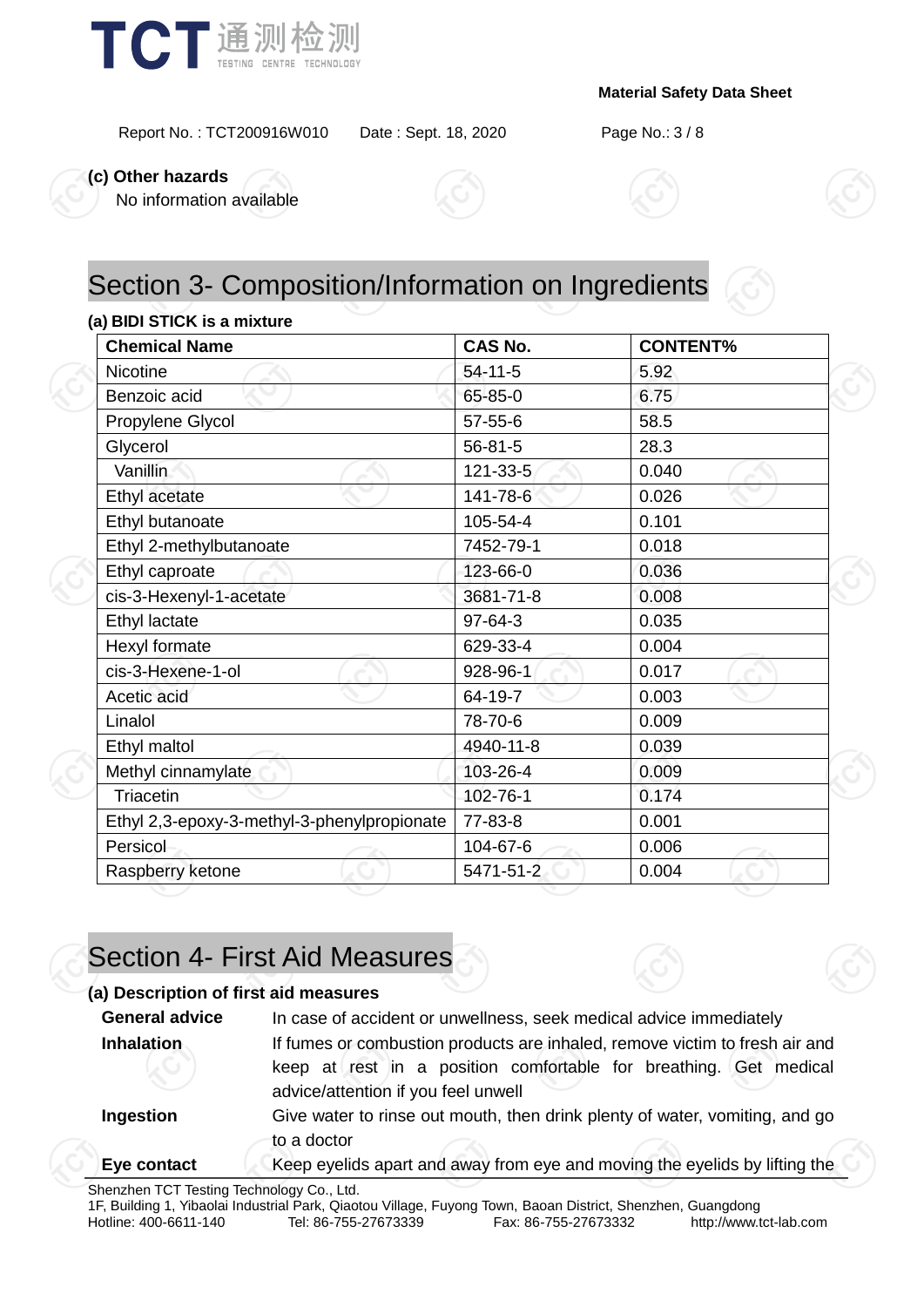**(c) Other hazards**

No information available

# Section 3- Composition/Information on Ingredients

**(a) BIDI STICK is a mixture**

| Chemical Name | CAS No. | CONTENT% |
|---|---|---|
| Nicotine | 54-11-5 | 5.92 |
| Benzoic acid | 65-85-0 | 6.75 |
| Propylene Glycol | 57-55-6 | 58.5 |
| Glycerol | 56-81-5 | 28.3 |
| Vanillin | 121-33-5 | 0.040 |
| Ethyl acetate | 141-78-6 | 0.026 |
| Ethyl butanoate | 105-54-4 | 0.101 |
| Ethyl 2-methylbutanoate | 7452-79-1 | 0.018 |
| Ethyl caproate | 123-66-0 | 0.036 |
| cis-3-Hexenyl-1-acetate | 3681-71-8 | 0.008 |
| Ethyl lactate | 97-64-3 | 0.035 |
| Hexyl formate | 629-33-4 | 0.004 |
| cis-3-Hexene-1-ol | 928-96-1 | 0.017 |
| Acetic acid | 64-19-7 | 0.003 |
| Linalol | 78-70-6 | 0.009 |
| Ethyl maltol | 4940-11-8 | 0.039 |
| Methyl cinnamylate | 103-26-4 | 0.009 |
| Triacetin | 102-76-1 | 0.174 |
| Ethyl 2,3-epoxy-3-methyl-3-phenylpropionate | 77-83-8 | 0.001 |
| Persicol | 104-67-6 | 0.006 |
| Raspberry ketone | 5471-51-2 | 0.004 |

# Section 4- First Aid Measures

**(a) Description of first aid measures**

**General advice** In case of accident or unwellness, seek medical advice immediately

**Inhalation** If fumes or combustion products are inhaled, remove victim to fresh air and keep at rest in a position comfortable for breathing. Get medical advice/attention if you feel unwell

**Ingestion** Give water to rinse out mouth, then drink plenty of water, vomiting, and go to a doctor

**Eye contact** Keep eyelids apart and away from eye and moving the eyelids by lifting the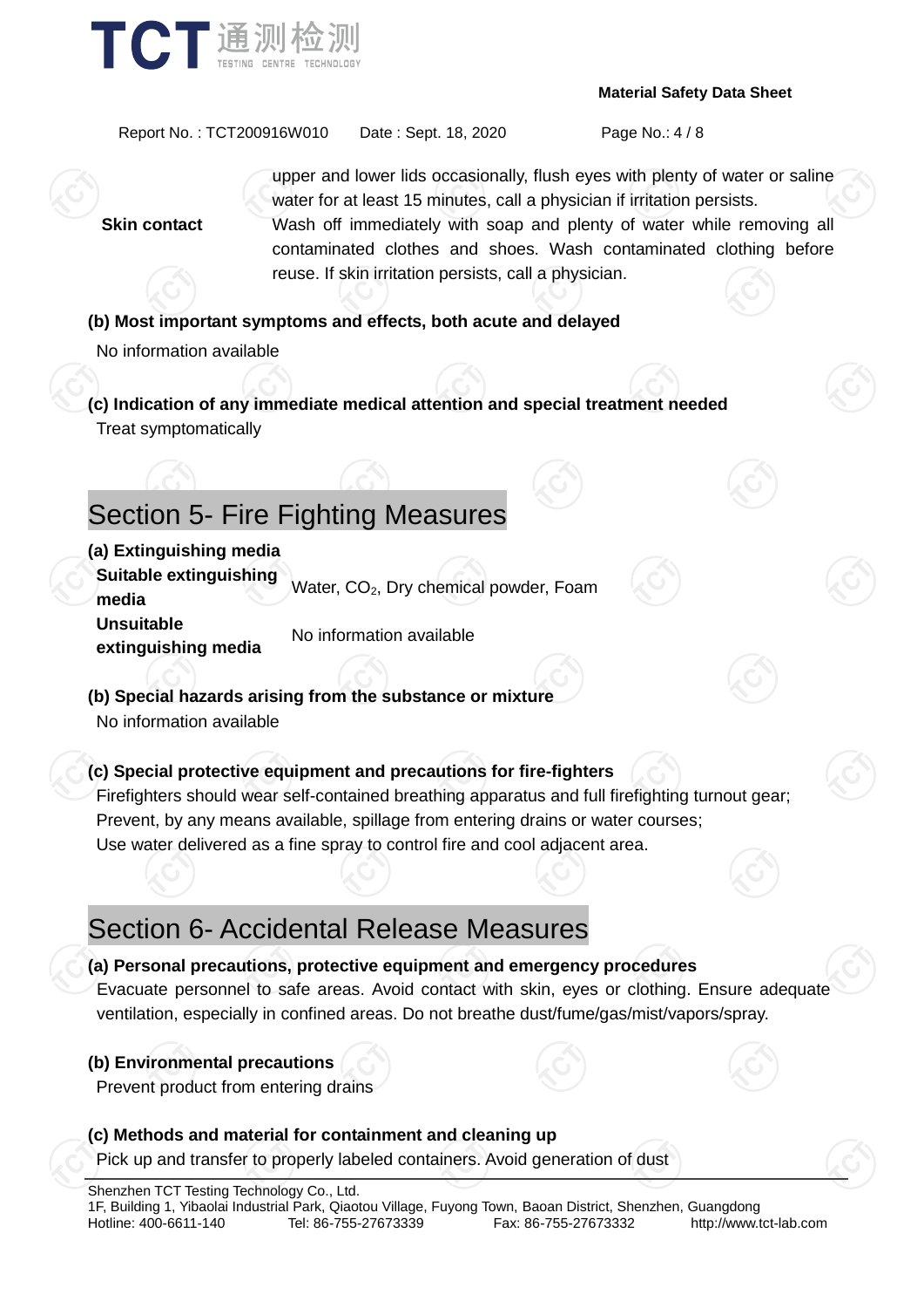upper and lower lids occasionally, flush eyes with plenty of water or saline water for at least 15 minutes, call a physician if irritation persists.

**Skin contact** Wash off immediately with soap and plenty of water while removing all contaminated clothes and shoes. Wash contaminated clothing before reuse. If skin irritation persists, call a physician.

**(b) Most important symptoms and effects, both acute and delayed**

No information available

**(c) Indication of any immediate medical attention and special treatment needed**

Treat symptomatically

# Section 5- Fire Fighting Measures

**(a) Extinguishing media**

| | |
|---|---|
| **Suitable extinguishing media** | Water, $CO_2$, Dry chemical powder, Foam |
| **Unsuitable extinguishing media** | No information available |

**(b) Special hazards arising from the substance or mixture**

No information available

**(c) Special protective equipment and precautions for fire-fighters**

Firefighters should wear self-contained breathing apparatus and full firefighting turnout gear;
Prevent, by any means available, spillage from entering drains or water courses;
Use water delivered as a fine spray to control fire and cool adjacent area.

# Section 6- Accidental Release Measures

**(a) Personal precautions, protective equipment and emergency procedures**

Evacuate personnel to safe areas. Avoid contact with skin, eyes or clothing. Ensure adequate ventilation, especially in confined areas. Do not breathe dust/fume/gas/mist/vapors/spray.

**(b) Environmental precautions**

Prevent product from entering drains

**(c) Methods and material for containment and cleaning up**

Pick up and transfer to properly labeled containers. Avoid generation of dust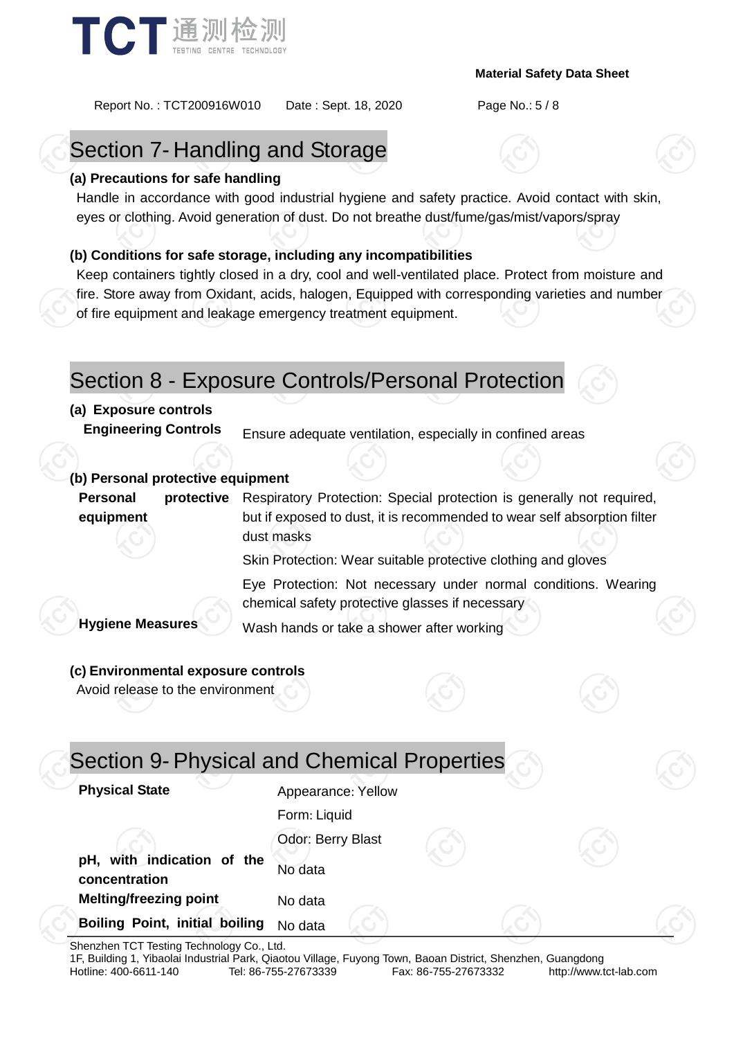## Section 7- Handling and Storage

**(a) Precautions for safe handling**

Handle in accordance with good industrial hygiene and safety practice. Avoid contact with skin, eyes or clothing. Avoid generation of dust. Do not breathe dust/fume/gas/mist/vapors/spray

**(b) Conditions for safe storage, including any incompatibilities**

Keep containers tightly closed in a dry, cool and well-ventilated place. Protect from moisture and fire. Store away from Oxidant, acids, halogen, Equipped with corresponding varieties and number of fire equipment and leakage emergency treatment equipment.

## Section 8 - Exposure Controls/Personal Protection

**(a) Exposure controls**

| | |
|---|---|
| **Engineering Controls** | Ensure adequate ventilation, especially in confined areas |

**(b) Personal protective equipment**

| | |
|---|---|
| **Personal protective equipment** | Respiratory Protection: Special protection is generally not required, but if exposed to dust, it is recommended to wear self absorption filter dust masks |
| | Skin Protection: Wear suitable protective clothing and gloves |
| | Eye Protection: Not necessary under normal conditions. Wearing chemical safety protective glasses if necessary |
| **Hygiene Measures** | Wash hands or take a shower after working |

**(c) Environmental exposure controls**

Avoid release to the environment

## Section 9- Physical and Chemical Properties

| | |
|---|---|
| **Physical State** | Appearance: Yellow |
| | Form: Liquid |
| | Odor: Berry Blast |
| **pH, with indication of the concentration** | No data |
| **Melting/freezing point** | No data |
| **Boiling Point, initial boiling** | No data |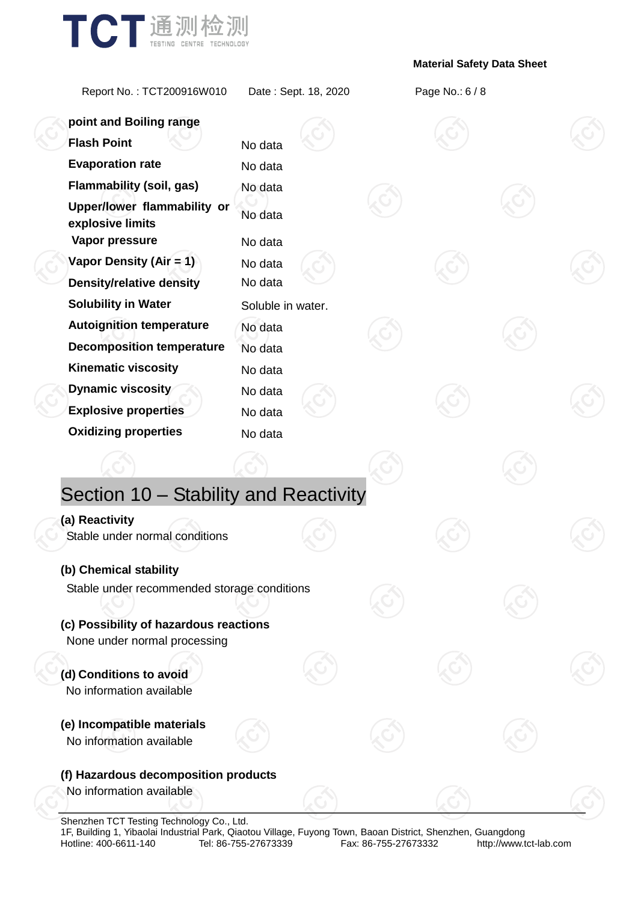| | |
|---|---|
| **point and Boiling range** | |
| **Flash Point** | No data |
| **Evaporation rate** | No data |
| **Flammability (soil, gas)** | No data |
| **Upper/lower flammability or explosive limits** | No data |
| **Vapor pressure** | No data |
| **Vapor Density (Air = 1)** | No data |
| **Density/relative density** | No data |
| **Solubility in Water** | Soluble in water. |
| **Autoignition temperature** | No data |
| **Decomposition temperature** | No data |
| **Kinematic viscosity** | No data |
| **Dynamic viscosity** | No data |
| **Explosive properties** | No data |
| **Oxidizing properties** | No data |

## Section 10 – Stability and Reactivity

**(a) Reactivity**

Stable under normal conditions

**(b) Chemical stability**

Stable under recommended storage conditions

**(c) Possibility of hazardous reactions**

None under normal processing

**(d) Conditions to avoid**

No information available

**(e) Incompatible materials**

No information available

**(f) Hazardous decomposition products**

No information available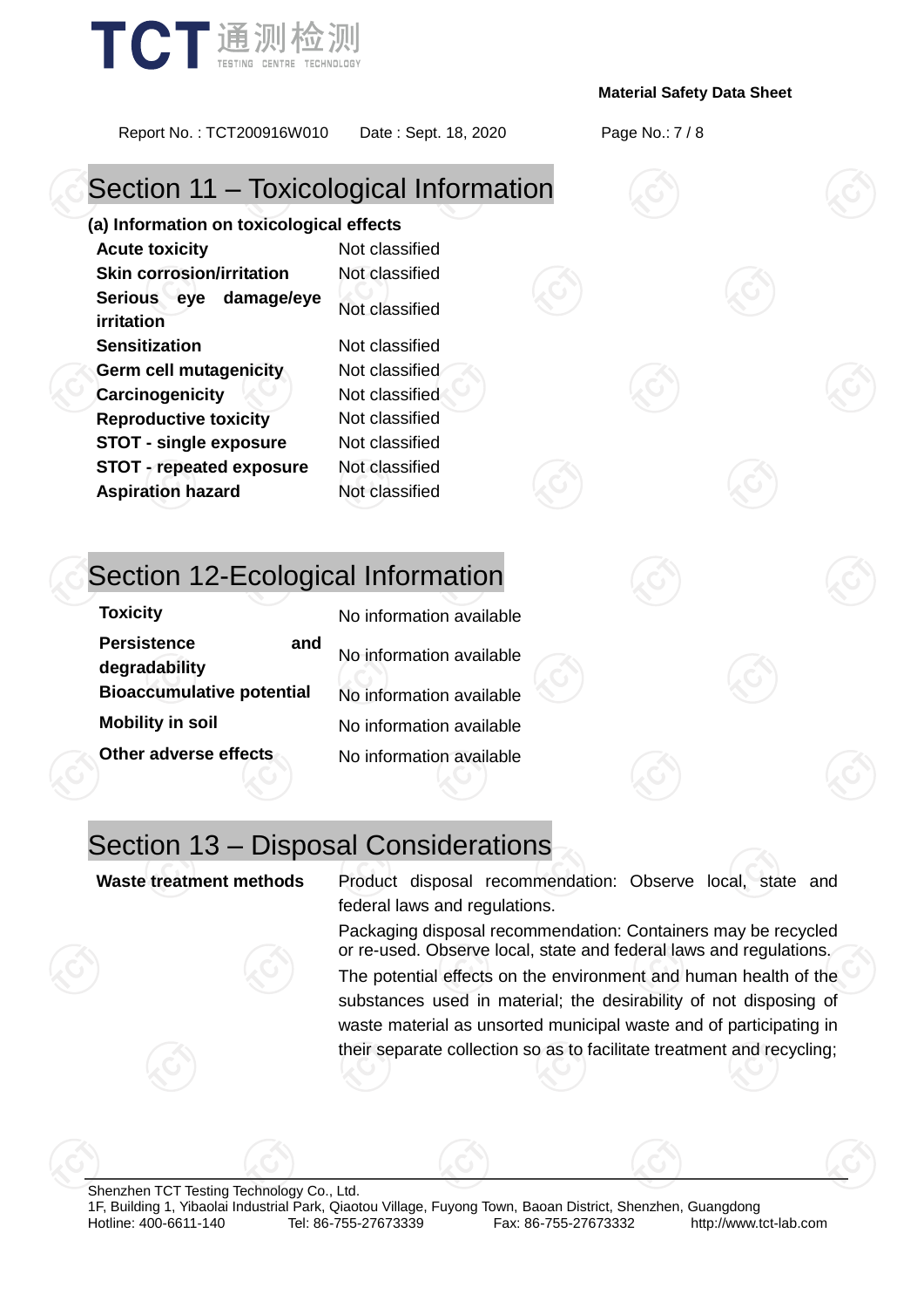## Section 11 – Toxicological Information

**(a) Information on toxicological effects**

| | |
|---|---|
| **Acute toxicity** | Not classified |
| **Skin corrosion/irritation** | Not classified |
| **Serious eye damage/eye irritation** | Not classified |
| **Sensitization** | Not classified |
| **Germ cell mutagenicity** | Not classified |
| **Carcinogenicity** | Not classified |
| **Reproductive toxicity** | Not classified |
| **STOT - single exposure** | Not classified |
| **STOT - repeated exposure** | Not classified |
| **Aspiration hazard** | Not classified |

## Section 12-Ecological Information

| | |
|---|---|
| **Toxicity** | No information available |
| **Persistence and degradability** | No information available |
| **Bioaccumulative potential** | No information available |
| **Mobility in soil** | No information available |
| **Other adverse effects** | No information available |

## Section 13 – Disposal Considerations

**Waste treatment methods**

Product disposal recommendation: Observe local, state and federal laws and regulations.

Packaging disposal recommendation: Containers may be recycled or re-used. Observe local, state and federal laws and regulations.

The potential effects on the environment and human health of the substances used in material; the desirability of not disposing of waste material as unsorted municipal waste and of participating in their separate collection so as to facilitate treatment and recycling;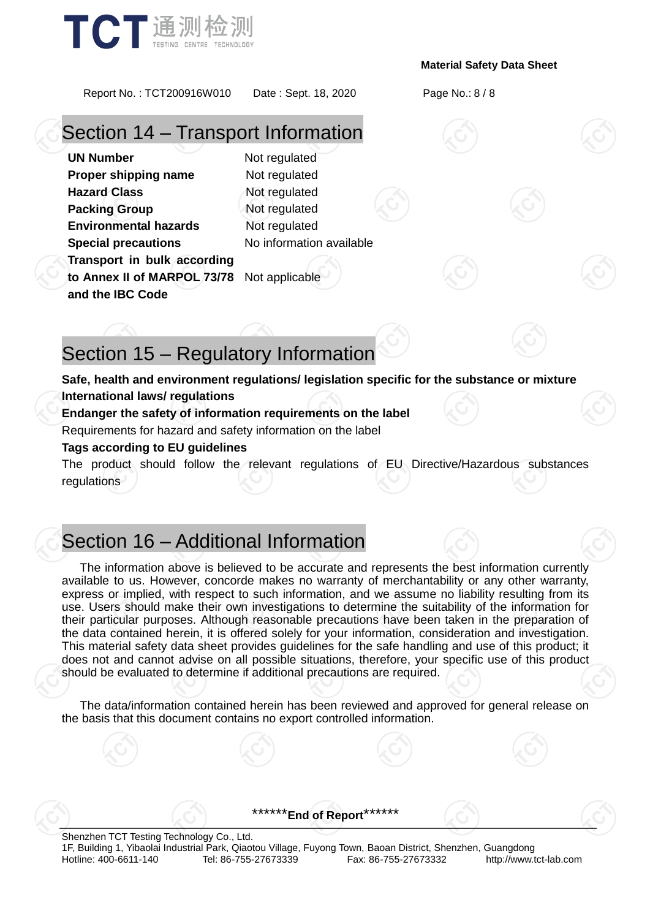## Section 14 – Transport Information

| | |
|---|---|
| **UN Number** | Not regulated |
| **Proper shipping name** | Not regulated |
| **Hazard Class** | Not regulated |
| **Packing Group** | Not regulated |
| **Environmental hazards** | Not regulated |
| **Special precautions** | No information available |
| **Transport in bulk according to Annex II of MARPOL 73/78 and the IBC Code** | Not applicable |

## Section 15 – Regulatory Information

**Safe, health and environment regulations/ legislation specific for the substance or mixture**

**International laws/ regulations**

**Endanger the safety of information requirements on the label**

Requirements for hazard and safety information on the label

**Tags according to EU guidelines**

The product should follow the relevant regulations of EU Directive/Hazardous substances regulations

## Section 16 – Additional Information

The information above is believed to be accurate and represents the best information currently available to us. However, concorde makes no warranty of merchantability or any other warranty, express or implied, with respect to such information, and we assume no liability resulting from its use. Users should make their own investigations to determine the suitability of the information for their particular purposes. Although reasonable precautions have been taken in the preparation of the data contained herein, it is offered solely for your information, consideration and investigation. This material safety data sheet provides guidelines for the safe handling and use of this product; it does not and cannot advise on all possible situations, therefore, your specific use of this product should be evaluated to determine if additional precautions are required.

The data/information contained herein has been reviewed and approved for general release on the basis that this document contains no export controlled information.

********End of Report******